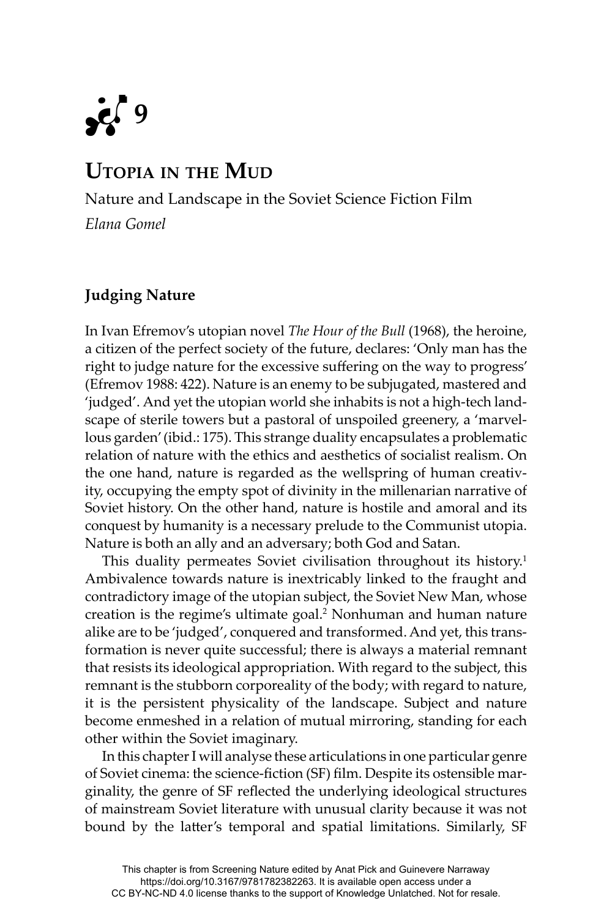# 9

# Utopia in the Mud

## Nature and Landscape in the Soviet Science Fiction Film

*Elana Gomel*

### Judging Nature

In Ivan Efremov's utopian novel *The Hour of the Bull* (1968), the heroine, a citizen of the perfect society of the future, declares: 'Only man has the right to judge nature for the excessive suffering on the way to progress' (Efremov 1988: 422). Nature is an enemy to be subjugated, mastered and 'judged'. And yet the utopian world she inhabits is not a high-tech landscape of sterile towers but a pastoral of unspoiled greenery, a 'marvellous garden' (ibid.: 175). This strange duality encapsulates a problematic relation of nature with the ethics and aesthetics of socialist realism. On the one hand, nature is regarded as the wellspring of human creativity, occupying the empty spot of divinity in the millenarian narrative of Soviet history. On the other hand, nature is hostile and amoral and its conquest by humanity is a necessary prelude to the Communist utopia. Nature is both an ally and an adversary; both God and Satan.

This duality permeates Soviet civilisation throughout its history.[1] Ambivalence towards nature is inextricably linked to the fraught and contradictory image of the utopian subject, the Soviet New Man, whose creation is the regime's ultimate goal.[2] Nonhuman and human nature alike are to be 'judged', conquered and transformed. And yet, this transformation is never quite successful; there is always a material remnant that resists its ideological appropriation. With regard to the subject, this remnant is the stubborn corporeality of the body; with regard to nature, it is the persistent physicality of the landscape. Subject and nature become enmeshed in a relation of mutual mirroring, standing for each other within the Soviet imaginary.

In this chapter I will analyse these articulations in one particular genre of Soviet cinema: the science-fiction (SF) film. Despite its ostensible marginality, the genre of SF reflected the underlying ideological structures of mainstream Soviet literature with unusual clarity because it was not bound by the latter's temporal and spatial limitations. Similarly, SF

This chapter is from Screening Nature edited by Anat Pick and Guinevere Narraway https://doi.org/10.3167/9781782382263. It is available open access under a CC BY-NC-ND 4.0 license thanks to the support of Knowledge Unlatched. Not for resale.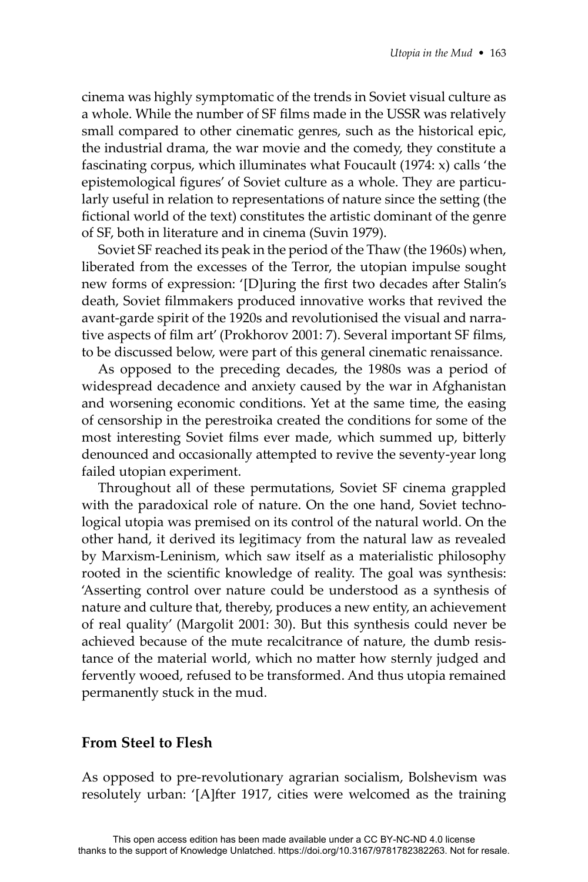cinema was highly symptomatic of the trends in Soviet visual culture as a whole. While the number of SF films made in the USSR was relatively small compared to other cinematic genres, such as the historical epic, the industrial drama, the war movie and the comedy, they constitute a fascinating corpus, which illuminates what Foucault (1974: x) calls 'the epistemological figures' of Soviet culture as a whole. They are particularly useful in relation to representations of nature since the setting (the fictional world of the text) constitutes the artistic dominant of the genre of SF, both in literature and in cinema (Suvin 1979).

Soviet SF reached its peak in the period of the Thaw (the 1960s) when, liberated from the excesses of the Terror, the utopian impulse sought new forms of expression: '[D]uring the first two decades after Stalin's death, Soviet filmmakers produced innovative works that revived the avant-garde spirit of the 1920s and revolutionised the visual and narrative aspects of film art' (Prokhorov 2001: 7). Several important SF films, to be discussed below, were part of this general cinematic renaissance.

As opposed to the preceding decades, the 1980s was a period of widespread decadence and anxiety caused by the war in Afghanistan and worsening economic conditions. Yet at the same time, the easing of censorship in the perestroika created the conditions for some of the most interesting Soviet films ever made, which summed up, bitterly denounced and occasionally attempted to revive the seventy-year long failed utopian experiment.

Throughout all of these permutations, Soviet SF cinema grappled with the paradoxical role of nature. On the one hand, Soviet technological utopia was premised on its control of the natural world. On the other hand, it derived its legitimacy from the natural law as revealed by Marxism-Leninism, which saw itself as a materialistic philosophy rooted in the scientific knowledge of reality. The goal was synthesis: 'Asserting control over nature could be understood as a synthesis of nature and culture that, thereby, produces a new entity, an achievement of real quality' (Margolit 2001: 30). But this synthesis could never be achieved because of the mute recalcitrance of nature, the dumb resistance of the material world, which no matter how sternly judged and fervently wooed, refused to be transformed. And thus utopia remained permanently stuck in the mud.

## From Steel to Flesh

As opposed to pre-revolutionary agrarian socialism, Bolshevism was resolutely urban: '[A]fter 1917, cities were welcomed as the training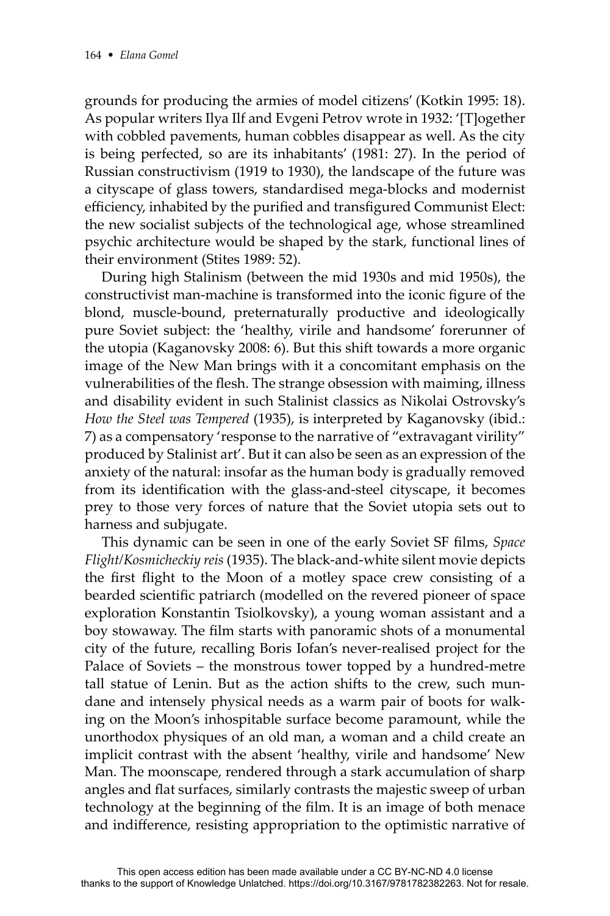grounds for producing the armies of model citizens' (Kotkin 1995: 18). As popular writers Ilya Ilf and Evgeni Petrov wrote in 1932: '[T]ogether with cobbled pavements, human cobbles disappear as well. As the city is being perfected, so are its inhabitants' (1981: 27). In the period of Russian constructivism (1919 to 1930), the landscape of the future was a cityscape of glass towers, standardised mega-blocks and modernist efficiency, inhabited by the purified and transfigured Communist Elect: the new socialist subjects of the technological age, whose streamlined psychic architecture would be shaped by the stark, functional lines of their environment (Stites 1989: 52).

During high Stalinism (between the mid 1930s and mid 1950s), the constructivist man-machine is transformed into the iconic figure of the blond, muscle-bound, preternaturally productive and ideologically pure Soviet subject: the 'healthy, virile and handsome' forerunner of the utopia (Kaganovsky 2008: 6). But this shift towards a more organic image of the New Man brings with it a concomitant emphasis on the vulnerabilities of the flesh. The strange obsession with maiming, illness and disability evident in such Stalinist classics as Nikolai Ostrovsky's *How the Steel was Tempered* (1935), is interpreted by Kaganovsky (ibid.: 7) as a compensatory 'response to the narrative of "extravagant virility" produced by Stalinist art'. But it can also be seen as an expression of the anxiety of the natural: insofar as the human body is gradually removed from its identification with the glass-and-steel cityscape, it becomes prey to those very forces of nature that the Soviet utopia sets out to harness and subjugate.

This dynamic can be seen in one of the early Soviet SF films, *Space Flight/Kosmicheckiy reis* (1935). The black-and-white silent movie depicts the first flight to the Moon of a motley space crew consisting of a bearded scientific patriarch (modelled on the revered pioneer of space exploration Konstantin Tsiolkovsky), a young woman assistant and a boy stowaway. The film starts with panoramic shots of a monumental city of the future, recalling Boris Iofan's never-realised project for the Palace of Soviets – the monstrous tower topped by a hundred-metre tall statue of Lenin. But as the action shifts to the crew, such mundane and intensely physical needs as a warm pair of boots for walking on the Moon's inhospitable surface become paramount, while the unorthodox physiques of an old man, a woman and a child create an implicit contrast with the absent 'healthy, virile and handsome' New Man. The moonscape, rendered through a stark accumulation of sharp angles and flat surfaces, similarly contrasts the majestic sweep of urban technology at the beginning of the film. It is an image of both menace and indifference, resisting appropriation to the optimistic narrative of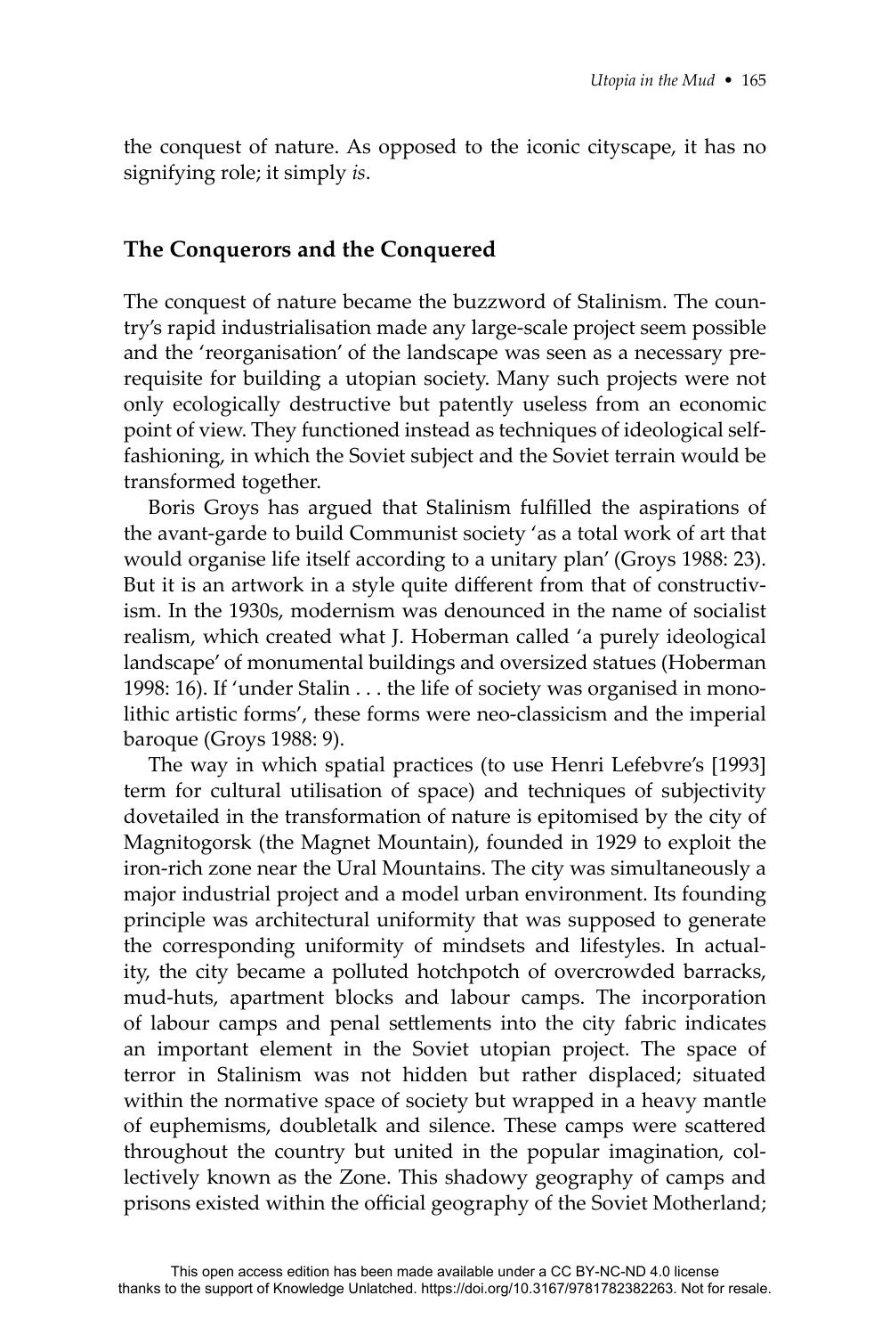the conquest of nature. As opposed to the iconic cityscape, it has no signifying role; it simply *is*.

## The Conquerors and the Conquered

The conquest of nature became the buzzword of Stalinism. The country's rapid industrialisation made any large-scale project seem possible and the 'reorganisation' of the landscape was seen as a necessary prerequisite for building a utopian society. Many such projects were not only ecologically destructive but patently useless from an economic point of view. They functioned instead as techniques of ideological self-fashioning, in which the Soviet subject and the Soviet terrain would be transformed together.

Boris Groys has argued that Stalinism fulfilled the aspirations of the avant-garde to build Communist society 'as a total work of art that would organise life itself according to a unitary plan' (Groys 1988: 23). But it is an artwork in a style quite different from that of constructivism. In the 1930s, modernism was denounced in the name of socialist realism, which created what J. Hoberman called 'a purely ideological landscape' of monumental buildings and oversized statues (Hoberman 1998: 16). If 'under Stalin . . . the life of society was organised in monolithic artistic forms', these forms were neo-classicism and the imperial baroque (Groys 1988: 9).

The way in which spatial practices (to use Henri Lefebvre's [1993] term for cultural utilisation of space) and techniques of subjectivity dovetailed in the transformation of nature is epitomised by the city of Magnitogorsk (the Magnet Mountain), founded in 1929 to exploit the iron-rich zone near the Ural Mountains. The city was simultaneously a major industrial project and a model urban environment. Its founding principle was architectural uniformity that was supposed to generate the corresponding uniformity of mindsets and lifestyles. In actuality, the city became a polluted hotchpotch of overcrowded barracks, mud-huts, apartment blocks and labour camps. The incorporation of labour camps and penal settlements into the city fabric indicates an important element in the Soviet utopian project. The space of terror in Stalinism was not hidden but rather displaced; situated within the normative space of society but wrapped in a heavy mantle of euphemisms, doubletalk and silence. These camps were scattered throughout the country but united in the popular imagination, collectively known as the Zone. This shadowy geography of camps and prisons existed within the official geography of the Soviet Motherland;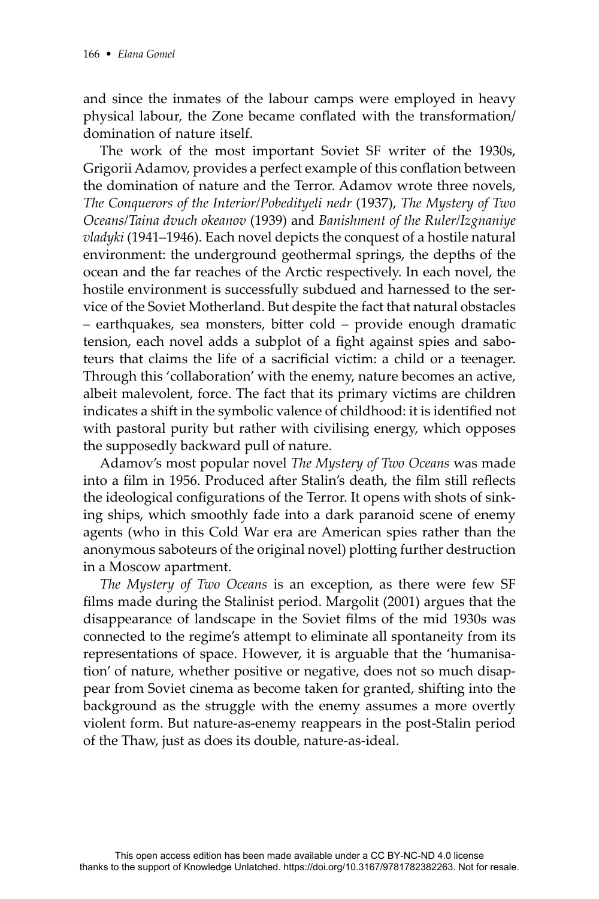and since the inmates of the labour camps were employed in heavy physical labour, the Zone became conflated with the transformation/domination of nature itself.

The work of the most important Soviet SF writer of the 1930s, Grigorii Adamov, provides a perfect example of this conflation between the domination of nature and the Terror. Adamov wrote three novels, *The Conquerors of the Interior/Pobedityeli nedr* (1937), *The Mystery of Two Oceans/Taina dvuch okeanov* (1939) and *Banishment of the Ruler/Izgnaniye vladyki* (1941–1946). Each novel depicts the conquest of a hostile natural environment: the underground geothermal springs, the depths of the ocean and the far reaches of the Arctic respectively. In each novel, the hostile environment is successfully subdued and harnessed to the service of the Soviet Motherland. But despite the fact that natural obstacles – earthquakes, sea monsters, bitter cold – provide enough dramatic tension, each novel adds a subplot of a fight against spies and saboteurs that claims the life of a sacrificial victim: a child or a teenager. Through this 'collaboration' with the enemy, nature becomes an active, albeit malevolent, force. The fact that its primary victims are children indicates a shift in the symbolic valence of childhood: it is identified not with pastoral purity but rather with civilising energy, which opposes the supposedly backward pull of nature.

Adamov's most popular novel *The Mystery of Two Oceans* was made into a film in 1956. Produced after Stalin's death, the film still reflects the ideological configurations of the Terror. It opens with shots of sinking ships, which smoothly fade into a dark paranoid scene of enemy agents (who in this Cold War era are American spies rather than the anonymous saboteurs of the original novel) plotting further destruction in a Moscow apartment.

*The Mystery of Two Oceans* is an exception, as there were few SF films made during the Stalinist period. Margolit (2001) argues that the disappearance of landscape in the Soviet films of the mid 1930s was connected to the regime's attempt to eliminate all spontaneity from its representations of space. However, it is arguable that the 'humanisation' of nature, whether positive or negative, does not so much disappear from Soviet cinema as become taken for granted, shifting into the background as the struggle with the enemy assumes a more overtly violent form. But nature-as-enemy reappears in the post-Stalin period of the Thaw, just as does its double, nature-as-ideal.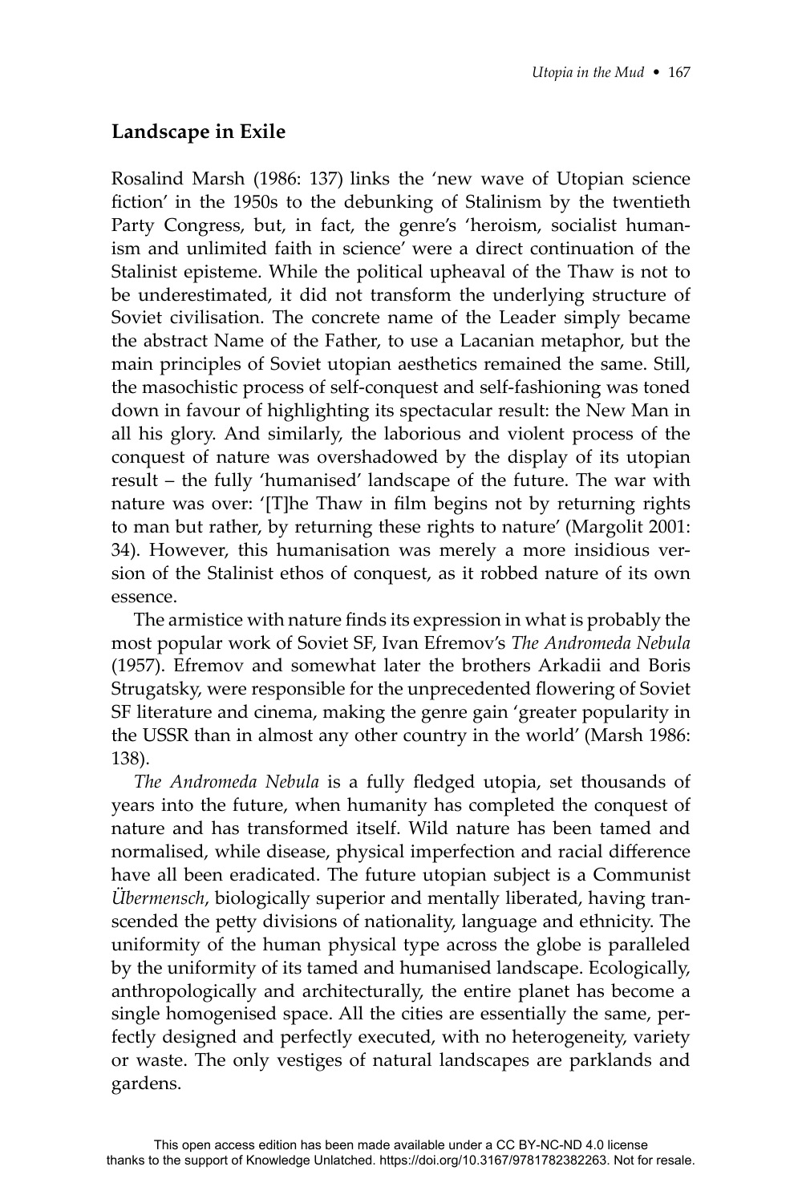## Landscape in Exile

Rosalind Marsh (1986: 137) links the 'new wave of Utopian science fiction' in the 1950s to the debunking of Stalinism by the twentieth Party Congress, but, in fact, the genre's 'heroism, socialist humanism and unlimited faith in science' were a direct continuation of the Stalinist episteme. While the political upheaval of the Thaw is not to be underestimated, it did not transform the underlying structure of Soviet civilisation. The concrete name of the Leader simply became the abstract Name of the Father, to use a Lacanian metaphor, but the main principles of Soviet utopian aesthetics remained the same. Still, the masochistic process of self-conquest and self-fashioning was toned down in favour of highlighting its spectacular result: the New Man in all his glory. And similarly, the laborious and violent process of the conquest of nature was overshadowed by the display of its utopian result – the fully 'humanised' landscape of the future. The war with nature was over: '[T]he Thaw in film begins not by returning rights to man but rather, by returning these rights to nature' (Margolit 2001: 34). However, this humanisation was merely a more insidious version of the Stalinist ethos of conquest, as it robbed nature of its own essence.

The armistice with nature finds its expression in what is probably the most popular work of Soviet SF, Ivan Efremov's *The Andromeda Nebula* (1957). Efremov and somewhat later the brothers Arkadii and Boris Strugatsky, were responsible for the unprecedented flowering of Soviet SF literature and cinema, making the genre gain 'greater popularity in the USSR than in almost any other country in the world' (Marsh 1986: 138).

*The Andromeda Nebula* is a fully fledged utopia, set thousands of years into the future, when humanity has completed the conquest of nature and has transformed itself. Wild nature has been tamed and normalised, while disease, physical imperfection and racial difference have all been eradicated. The future utopian subject is a Communist *Übermensch*, biologically superior and mentally liberated, having transcended the petty divisions of nationality, language and ethnicity. The uniformity of the human physical type across the globe is paralleled by the uniformity of its tamed and humanised landscape. Ecologically, anthropologically and architecturally, the entire planet has become a single homogenised space. All the cities are essentially the same, perfectly designed and perfectly executed, with no heterogeneity, variety or waste. The only vestiges of natural landscapes are parklands and gardens.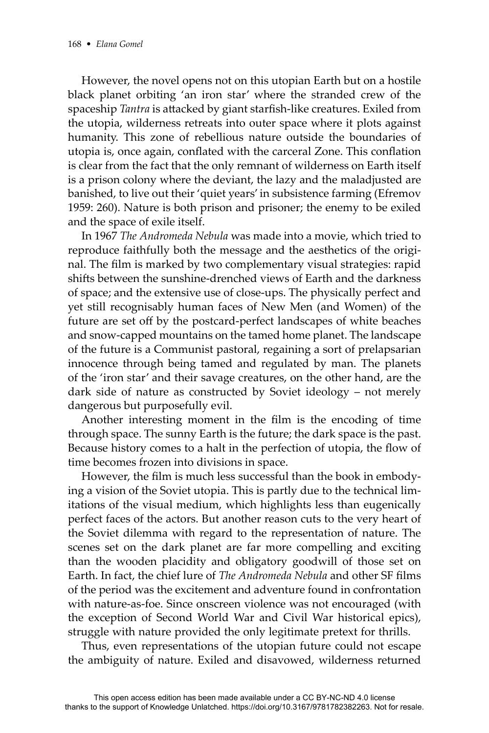However, the novel opens not on this utopian Earth but on a hostile black planet orbiting 'an iron star' where the stranded crew of the spaceship *Tantra* is attacked by giant starfish-like creatures. Exiled from the utopia, wilderness retreats into outer space where it plots against humanity. This zone of rebellious nature outside the boundaries of utopia is, once again, conflated with the carceral Zone. This conflation is clear from the fact that the only remnant of wilderness on Earth itself is a prison colony where the deviant, the lazy and the maladjusted are banished, to live out their 'quiet years' in subsistence farming (Efremov 1959: 260). Nature is both prison and prisoner; the enemy to be exiled and the space of exile itself.

In 1967 *The Andromeda Nebula* was made into a movie, which tried to reproduce faithfully both the message and the aesthetics of the original. The film is marked by two complementary visual strategies: rapid shifts between the sunshine-drenched views of Earth and the darkness of space; and the extensive use of close-ups. The physically perfect and yet still recognisably human faces of New Men (and Women) of the future are set off by the postcard-perfect landscapes of white beaches and snow-capped mountains on the tamed home planet. The landscape of the future is a Communist pastoral, regaining a sort of prelapsarian innocence through being tamed and regulated by man. The planets of the 'iron star' and their savage creatures, on the other hand, are the dark side of nature as constructed by Soviet ideology – not merely dangerous but purposefully evil.

Another interesting moment in the film is the encoding of time through space. The sunny Earth is the future; the dark space is the past. Because history comes to a halt in the perfection of utopia, the flow of time becomes frozen into divisions in space.

However, the film is much less successful than the book in embodying a vision of the Soviet utopia. This is partly due to the technical limitations of the visual medium, which highlights less than eugenically perfect faces of the actors. But another reason cuts to the very heart of the Soviet dilemma with regard to the representation of nature. The scenes set on the dark planet are far more compelling and exciting than the wooden placidity and obligatory goodwill of those set on Earth. In fact, the chief lure of *The Andromeda Nebula* and other SF films of the period was the excitement and adventure found in confrontation with nature-as-foe. Since onscreen violence was not encouraged (with the exception of Second World War and Civil War historical epics), struggle with nature provided the only legitimate pretext for thrills.

Thus, even representations of the utopian future could not escape the ambiguity of nature. Exiled and disavowed, wilderness returned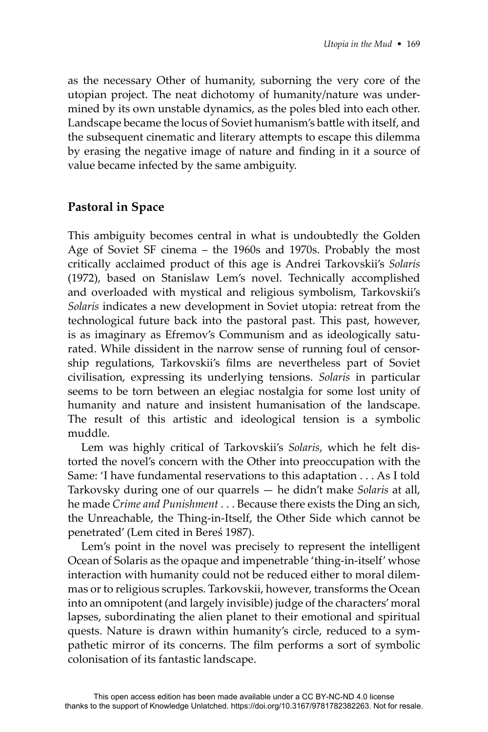as the necessary Other of humanity, suborning the very core of the utopian project. The neat dichotomy of humanity/nature was undermined by its own unstable dynamics, as the poles bled into each other. Landscape became the locus of Soviet humanism's battle with itself, and the subsequent cinematic and literary attempts to escape this dilemma by erasing the negative image of nature and finding in it a source of value became infected by the same ambiguity.

## Pastoral in Space

This ambiguity becomes central in what is undoubtedly the Golden Age of Soviet SF cinema – the 1960s and 1970s. Probably the most critically acclaimed product of this age is Andrei Tarkovskii's *Solaris* (1972), based on Stanislaw Lem's novel. Technically accomplished and overloaded with mystical and religious symbolism, Tarkovskii's *Solaris* indicates a new development in Soviet utopia: retreat from the technological future back into the pastoral past. This past, however, is as imaginary as Efremov's Communism and as ideologically saturated. While dissident in the narrow sense of running foul of censorship regulations, Tarkovskii's films are nevertheless part of Soviet civilisation, expressing its underlying tensions. *Solaris* in particular seems to be torn between an elegiac nostalgia for some lost unity of humanity and nature and insistent humanisation of the landscape. The result of this artistic and ideological tension is a symbolic muddle.

Lem was highly critical of Tarkovskii's *Solaris*, which he felt distorted the novel's concern with the Other into preoccupation with the Same: 'I have fundamental reservations to this adaptation . . . As I told Tarkovsky during one of our quarrels — he didn't make *Solaris* at all, he made *Crime and Punishment* . . . Because there exists the Ding an sich, the Unreachable, the Thing-in-Itself, the Other Side which cannot be penetrated' (Lem cited in Bereś 1987).

Lem's point in the novel was precisely to represent the intelligent Ocean of Solaris as the opaque and impenetrable 'thing-in-itself' whose interaction with humanity could not be reduced either to moral dilemmas or to religious scruples. Tarkovskii, however, transforms the Ocean into an omnipotent (and largely invisible) judge of the characters' moral lapses, subordinating the alien planet to their emotional and spiritual quests. Nature is drawn within humanity's circle, reduced to a sympathetic mirror of its concerns. The film performs a sort of symbolic colonisation of its fantastic landscape.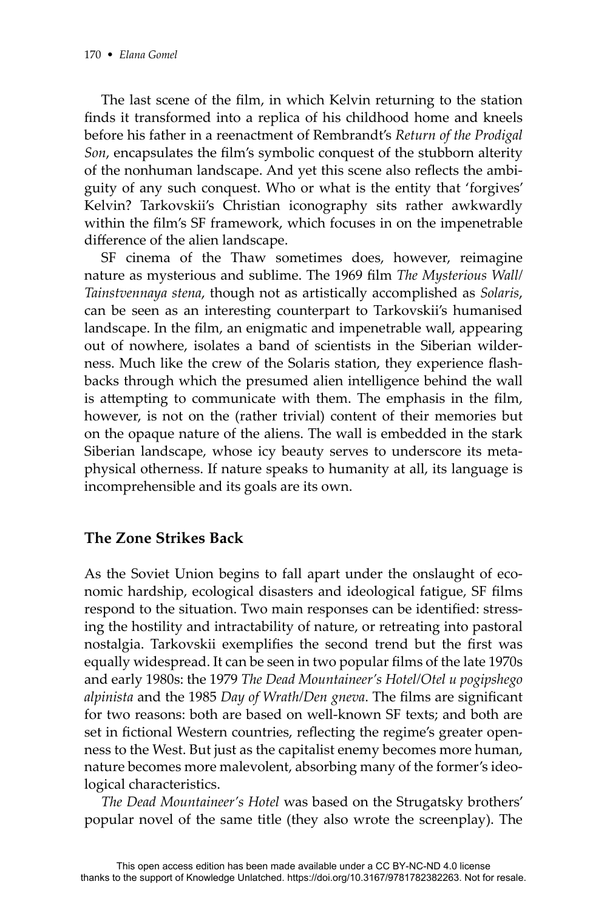The last scene of the film, in which Kelvin returning to the station finds it transformed into a replica of his childhood home and kneels before his father in a reenactment of Rembrandt's *Return of the Prodigal Son*, encapsulates the film's symbolic conquest of the stubborn alterity of the nonhuman landscape. And yet this scene also reflects the ambiguity of any such conquest. Who or what is the entity that 'forgives' Kelvin? Tarkovskii's Christian iconography sits rather awkwardly within the film's SF framework, which focuses in on the impenetrable difference of the alien landscape.

SF cinema of the Thaw sometimes does, however, reimagine nature as mysterious and sublime. The 1969 film *The Mysterious Wall/Tainstvennaya stena*, though not as artistically accomplished as *Solaris*, can be seen as an interesting counterpart to Tarkovskii's humanised landscape. In the film, an enigmatic and impenetrable wall, appearing out of nowhere, isolates a band of scientists in the Siberian wilderness. Much like the crew of the Solaris station, they experience flashbacks through which the presumed alien intelligence behind the wall is attempting to communicate with them. The emphasis in the film, however, is not on the (rather trivial) content of their memories but on the opaque nature of the aliens. The wall is embedded in the stark Siberian landscape, whose icy beauty serves to underscore its metaphysical otherness. If nature speaks to humanity at all, its language is incomprehensible and its goals are its own.

## The Zone Strikes Back

As the Soviet Union begins to fall apart under the onslaught of economic hardship, ecological disasters and ideological fatigue, SF films respond to the situation. Two main responses can be identified: stressing the hostility and intractability of nature, or retreating into pastoral nostalgia. Tarkovskii exemplifies the second trend but the first was equally widespread. It can be seen in two popular films of the late 1970s and early 1980s: the 1979 *The Dead Mountaineer's Hotel/Otel u pogipshego alpinista* and the 1985 *Day of Wrath/Den gneva*. The films are significant for two reasons: both are based on well-known SF texts; and both are set in fictional Western countries, reflecting the regime's greater openness to the West. But just as the capitalist enemy becomes more human, nature becomes more malevolent, absorbing many of the former's ideological characteristics.

*The Dead Mountaineer's Hotel* was based on the Strugatsky brothers' popular novel of the same title (they also wrote the screenplay). The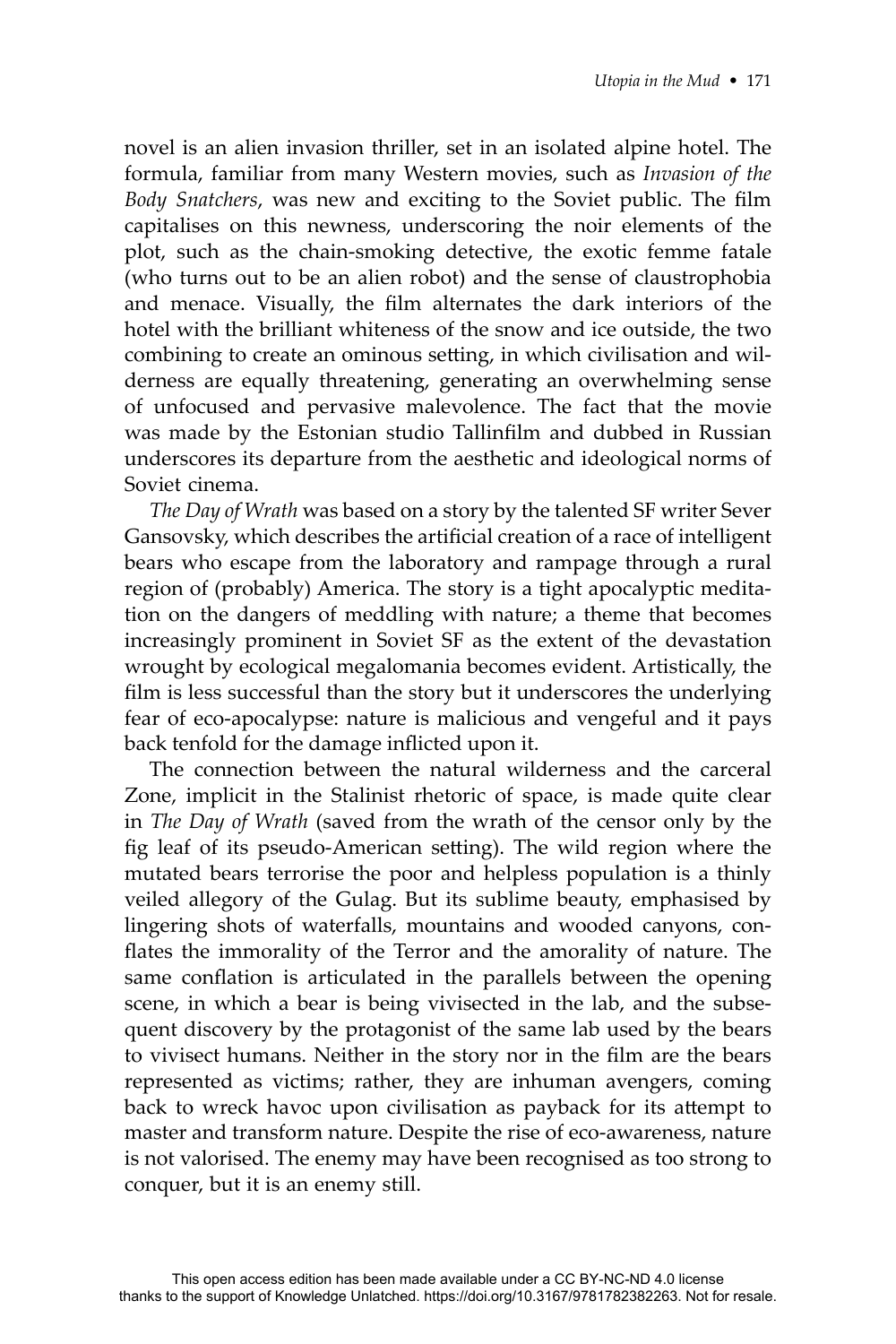novel is an alien invasion thriller, set in an isolated alpine hotel. The formula, familiar from many Western movies, such as *Invasion of the Body Snatchers*, was new and exciting to the Soviet public. The film capitalises on this newness, underscoring the noir elements of the plot, such as the chain-smoking detective, the exotic femme fatale (who turns out to be an alien robot) and the sense of claustrophobia and menace. Visually, the film alternates the dark interiors of the hotel with the brilliant whiteness of the snow and ice outside, the two combining to create an ominous setting, in which civilisation and wilderness are equally threatening, generating an overwhelming sense of unfocused and pervasive malevolence. The fact that the movie was made by the Estonian studio Tallinfilm and dubbed in Russian underscores its departure from the aesthetic and ideological norms of Soviet cinema.

*The Day of Wrath* was based on a story by the talented SF writer Sever Gansovsky, which describes the artificial creation of a race of intelligent bears who escape from the laboratory and rampage through a rural region of (probably) America. The story is a tight apocalyptic meditation on the dangers of meddling with nature; a theme that becomes increasingly prominent in Soviet SF as the extent of the devastation wrought by ecological megalomania becomes evident. Artistically, the film is less successful than the story but it underscores the underlying fear of eco-apocalypse: nature is malicious and vengeful and it pays back tenfold for the damage inflicted upon it.

The connection between the natural wilderness and the carceral Zone, implicit in the Stalinist rhetoric of space, is made quite clear in *The Day of Wrath* (saved from the wrath of the censor only by the fig leaf of its pseudo-American setting). The wild region where the mutated bears terrorise the poor and helpless population is a thinly veiled allegory of the Gulag. But its sublime beauty, emphasised by lingering shots of waterfalls, mountains and wooded canyons, conflates the immorality of the Terror and the amorality of nature. The same conflation is articulated in the parallels between the opening scene, in which a bear is being vivisected in the lab, and the subsequent discovery by the protagonist of the same lab used by the bears to vivisect humans. Neither in the story nor in the film are the bears represented as victims; rather, they are inhuman avengers, coming back to wreck havoc upon civilisation as payback for its attempt to master and transform nature. Despite the rise of eco-awareness, nature is not valorised. The enemy may have been recognised as too strong to conquer, but it is an enemy still.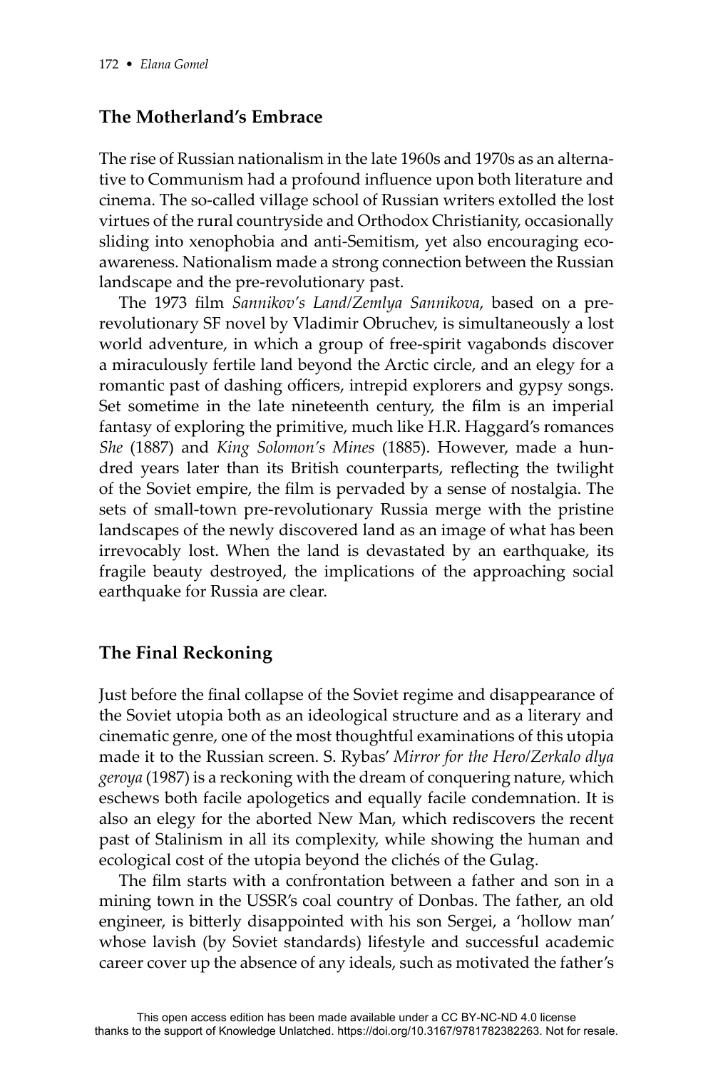## The Motherland's Embrace

The rise of Russian nationalism in the late 1960s and 1970s as an alternative to Communism had a profound influence upon both literature and cinema. The so-called village school of Russian writers extolled the lost virtues of the rural countryside and Orthodox Christianity, occasionally sliding into xenophobia and anti-Semitism, yet also encouraging eco-awareness. Nationalism made a strong connection between the Russian landscape and the pre-revolutionary past.

The 1973 film *Sannikov's Land/Zemlya Sannikova*, based on a pre-revolutionary SF novel by Vladimir Obruchev, is simultaneously a lost world adventure, in which a group of free-spirit vagabonds discover a miraculously fertile land beyond the Arctic circle, and an elegy for a romantic past of dashing officers, intrepid explorers and gypsy songs. Set sometime in the late nineteenth century, the film is an imperial fantasy of exploring the primitive, much like H.R. Haggard's romances *She* (1887) and *King Solomon's Mines* (1885). However, made a hundred years later than its British counterparts, reflecting the twilight of the Soviet empire, the film is pervaded by a sense of nostalgia. The sets of small-town pre-revolutionary Russia merge with the pristine landscapes of the newly discovered land as an image of what has been irrevocably lost. When the land is devastated by an earthquake, its fragile beauty destroyed, the implications of the approaching social earthquake for Russia are clear.

## The Final Reckoning

Just before the final collapse of the Soviet regime and disappearance of the Soviet utopia both as an ideological structure and as a literary and cinematic genre, one of the most thoughtful examinations of this utopia made it to the Russian screen. S. Rybas' *Mirror for the Hero/Zerkalo dlya geroya* (1987) is a reckoning with the dream of conquering nature, which eschews both facile apologetics and equally facile condemnation. It is also an elegy for the aborted New Man, which rediscovers the recent past of Stalinism in all its complexity, while showing the human and ecological cost of the utopia beyond the clichés of the Gulag.

The film starts with a confrontation between a father and son in a mining town in the USSR's coal country of Donbas. The father, an old engineer, is bitterly disappointed with his son Sergei, a 'hollow man' whose lavish (by Soviet standards) lifestyle and successful academic career cover up the absence of any ideals, such as motivated the father's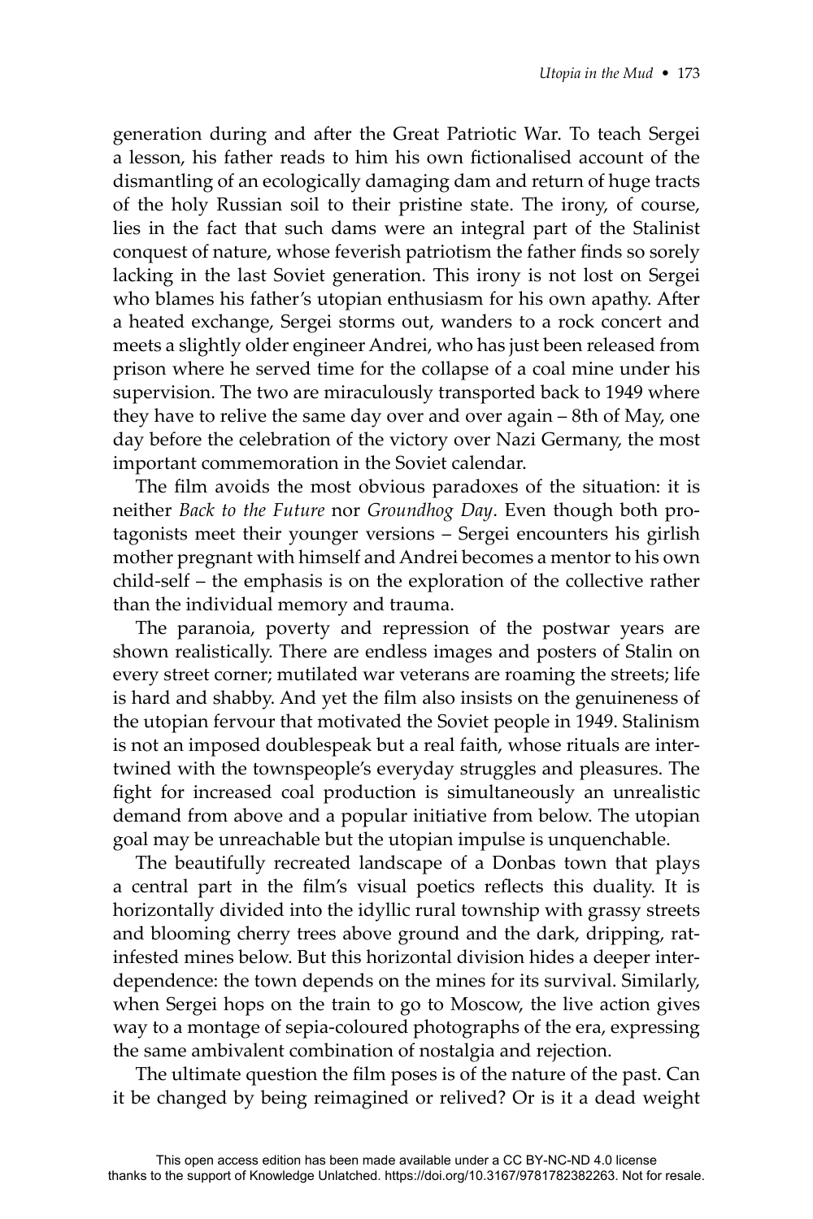generation during and after the Great Patriotic War. To teach Sergei a lesson, his father reads to him his own fictionalised account of the dismantling of an ecologically damaging dam and return of huge tracts of the holy Russian soil to their pristine state. The irony, of course, lies in the fact that such dams were an integral part of the Stalinist conquest of nature, whose feverish patriotism the father finds so sorely lacking in the last Soviet generation. This irony is not lost on Sergei who blames his father's utopian enthusiasm for his own apathy. After a heated exchange, Sergei storms out, wanders to a rock concert and meets a slightly older engineer Andrei, who has just been released from prison where he served time for the collapse of a coal mine under his supervision. The two are miraculously transported back to 1949 where they have to relive the same day over and over again – 8th of May, one day before the celebration of the victory over Nazi Germany, the most important commemoration in the Soviet calendar.

The film avoids the most obvious paradoxes of the situation: it is neither *Back to the Future* nor *Groundhog Day*. Even though both protagonists meet their younger versions – Sergei encounters his girlish mother pregnant with himself and Andrei becomes a mentor to his own child-self – the emphasis is on the exploration of the collective rather than the individual memory and trauma.

The paranoia, poverty and repression of the postwar years are shown realistically. There are endless images and posters of Stalin on every street corner; mutilated war veterans are roaming the streets; life is hard and shabby. And yet the film also insists on the genuineness of the utopian fervour that motivated the Soviet people in 1949. Stalinism is not an imposed doublespeak but a real faith, whose rituals are intertwined with the townspeople's everyday struggles and pleasures. The fight for increased coal production is simultaneously an unrealistic demand from above and a popular initiative from below. The utopian goal may be unreachable but the utopian impulse is unquenchable.

The beautifully recreated landscape of a Donbas town that plays a central part in the film's visual poetics reflects this duality. It is horizontally divided into the idyllic rural township with grassy streets and blooming cherry trees above ground and the dark, dripping, rat-infested mines below. But this horizontal division hides a deeper interdependence: the town depends on the mines for its survival. Similarly, when Sergei hops on the train to go to Moscow, the live action gives way to a montage of sepia-coloured photographs of the era, expressing the same ambivalent combination of nostalgia and rejection.

The ultimate question the film poses is of the nature of the past. Can it be changed by being reimagined or relived? Or is it a dead weight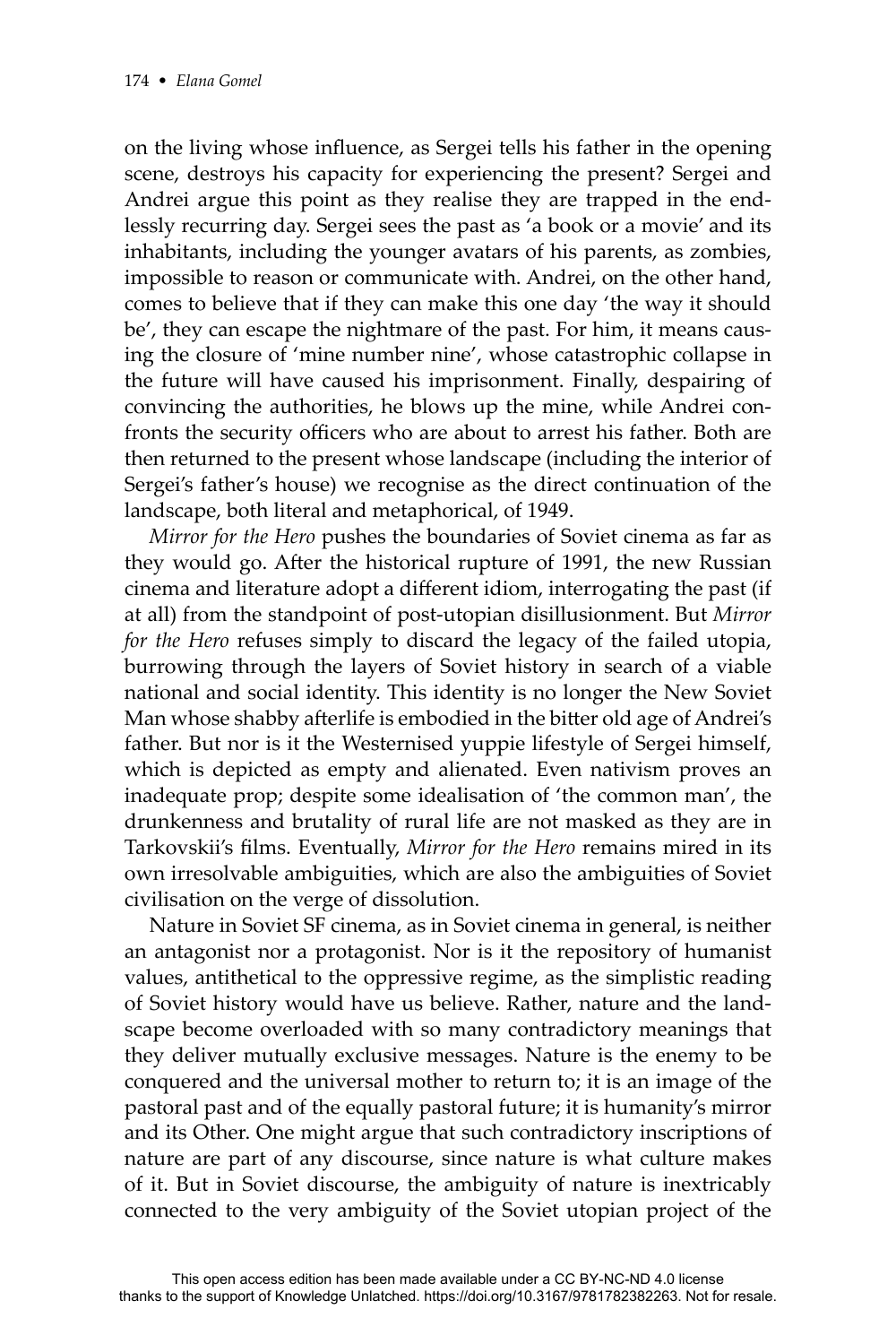on the living whose influence, as Sergei tells his father in the opening scene, destroys his capacity for experiencing the present? Sergei and Andrei argue this point as they realise they are trapped in the endlessly recurring day. Sergei sees the past as 'a book or a movie' and its inhabitants, including the younger avatars of his parents, as zombies, impossible to reason or communicate with. Andrei, on the other hand, comes to believe that if they can make this one day 'the way it should be', they can escape the nightmare of the past. For him, it means causing the closure of 'mine number nine', whose catastrophic collapse in the future will have caused his imprisonment. Finally, despairing of convincing the authorities, he blows up the mine, while Andrei confronts the security officers who are about to arrest his father. Both are then returned to the present whose landscape (including the interior of Sergei's father's house) we recognise as the direct continuation of the landscape, both literal and metaphorical, of 1949.

*Mirror for the Hero* pushes the boundaries of Soviet cinema as far as they would go. After the historical rupture of 1991, the new Russian cinema and literature adopt a different idiom, interrogating the past (if at all) from the standpoint of post-utopian disillusionment. But *Mirror for the Hero* refuses simply to discard the legacy of the failed utopia, burrowing through the layers of Soviet history in search of a viable national and social identity. This identity is no longer the New Soviet Man whose shabby afterlife is embodied in the bitter old age of Andrei's father. But nor is it the Westernised yuppie lifestyle of Sergei himself, which is depicted as empty and alienated. Even nativism proves an inadequate prop; despite some idealisation of 'the common man', the drunkenness and brutality of rural life are not masked as they are in Tarkovskii's films. Eventually, *Mirror for the Hero* remains mired in its own irresolvable ambiguities, which are also the ambiguities of Soviet civilisation on the verge of dissolution.

Nature in Soviet SF cinema, as in Soviet cinema in general, is neither an antagonist nor a protagonist. Nor is it the repository of humanist values, antithetical to the oppressive regime, as the simplistic reading of Soviet history would have us believe. Rather, nature and the landscape become overloaded with so many contradictory meanings that they deliver mutually exclusive messages. Nature is the enemy to be conquered and the universal mother to return to; it is an image of the pastoral past and of the equally pastoral future; it is humanity's mirror and its Other. One might argue that such contradictory inscriptions of nature are part of any discourse, since nature is what culture makes of it. But in Soviet discourse, the ambiguity of nature is inextricably connected to the very ambiguity of the Soviet utopian project of the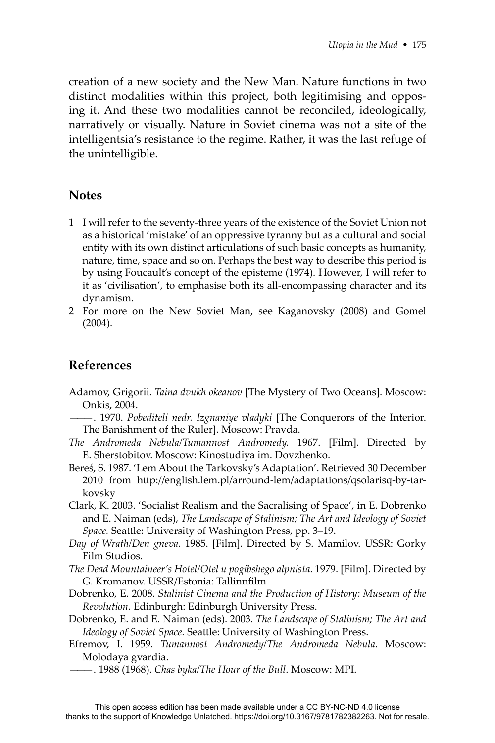creation of a new society and the New Man. Nature functions in two distinct modalities within this project, both legitimising and opposing it. And these two modalities cannot be reconciled, ideologically, narratively or visually. Nature in Soviet cinema was not a site of the intelligentsia's resistance to the regime. Rather, it was the last refuge of the unintelligible.

## Notes

1. I will refer to the seventy-three years of the existence of the Soviet Union not as a historical 'mistake' of an oppressive tyranny but as a cultural and social entity with its own distinct articulations of such basic concepts as humanity, nature, time, space and so on. Perhaps the best way to describe this period is by using Foucault's concept of the episteme (1974). However, I will refer to it as 'civilisation', to emphasise both its all-encompassing character and its dynamism.
2. For more on the New Soviet Man, see Kaganovsky (2008) and Gomel (2004).

## References

Adamov, Grigorii. *Taina dvukh okeanov* [The Mystery of Two Oceans]. Moscow: Onkis, 2004.

———. 1970. *Pobediteli nedr. Izgnaniye vladyki* [The Conquerors of the Interior. The Banishment of the Ruler]. Moscow: Pravda.

*The Andromeda Nebula/Tumannost Andromedy.* 1967. [Film]. Directed by E. Sherstobitov. Moscow: Kinostudiya im. Dovzhenko.

Bereś, S. 1987. 'Lem About the Tarkovsky's Adaptation'. Retrieved 30 December 2010 from http://english.lem.pl/arround-lem/adaptations/qsolarisq-by-tarkovsky

Clark, K. 2003. 'Socialist Realism and the Sacralising of Space', in E. Dobrenko and E. Naiman (eds), *The Landscape of Stalinism; The Art and Ideology of Soviet Space.* Seattle: University of Washington Press, pp. 3–19.

*Day of Wrath/Den gneva*. 1985. [Film]. Directed by S. Mamilov. USSR: Gorky Film Studios.

*The Dead Mountaineer's Hotel/Otel u pogibshego alpnista*. 1979. [Film]. Directed by G. Kromanov. USSR/Estonia: Tallinnfilm

Dobrenko, E. 2008. *Stalinist Cinema and the Production of History: Museum of the Revolution*. Edinburgh: Edinburgh University Press.

Dobrenko, E. and E. Naiman (eds). 2003. *The Landscape of Stalinism; The Art and Ideology of Soviet Space.* Seattle: University of Washington Press.

Efremov, I. 1959. *Tumannost Andromedy/The Andromeda Nebula*. Moscow: Molodaya gvardia.

———. 1988 (1968). *Chas byka/The Hour of the Bull*. Moscow: MPI.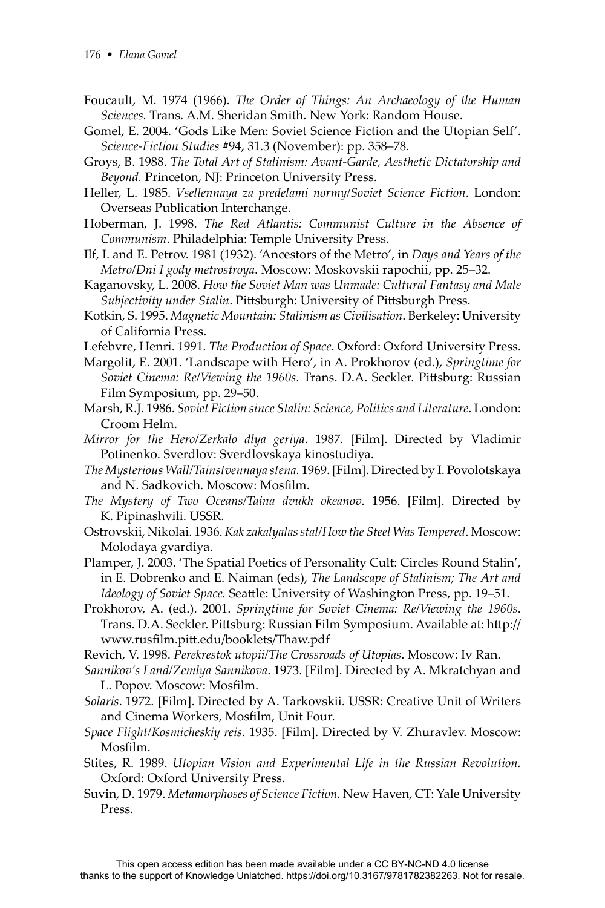Foucault, M. 1974 (1966). *The Order of Things: An Archaeology of the Human Sciences.* Trans. A.M. Sheridan Smith. New York: Random House.

Gomel, E. 2004. 'Gods Like Men: Soviet Science Fiction and the Utopian Self'. *Science-Fiction Studies* #94, 31.3 (November): pp. 358–78.

Groys, B. 1988. *The Total Art of Stalinism: Avant-Garde, Aesthetic Dictatorship and Beyond.* Princeton, NJ: Princeton University Press.

Heller, L. 1985. *Vsellennaya za predelami normy/Soviet Science Fiction*. London: Overseas Publication Interchange.

Hoberman, J. 1998. *The Red Atlantis: Communist Culture in the Absence of Communism*. Philadelphia: Temple University Press.

Ilf, I. and E. Petrov. 1981 (1932). 'Ancestors of the Metro', in *Days and Years of the Metro/Dni I gody metrostroya*. Moscow: Moskovskii rapochii, pp. 25–32.

Kaganovsky, L. 2008. *How the Soviet Man was Unmade: Cultural Fantasy and Male Subjectivity under Stalin*. Pittsburgh: University of Pittsburgh Press.

Kotkin, S. 1995. *Magnetic Mountain: Stalinism as Civilisation*. Berkeley: University of California Press.

Lefebvre, Henri. 1991. *The Production of Space*. Oxford: Oxford University Press.

Margolit, E. 2001. 'Landscape with Hero', in A. Prokhorov (ed.), *Springtime for Soviet Cinema: Re/Viewing the 1960s*. Trans. D.A. Seckler. Pittsburg: Russian Film Symposium, pp. 29–50.

Marsh, R.J. 1986. *Soviet Fiction since Stalin: Science, Politics and Literature*. London: Croom Helm.

*Mirror for the Hero/Zerkalo dlya geriya*. 1987. [Film]. Directed by Vladimir Potinenko. Sverdlov: Sverdlovskaya kinostudiya.

*The Mysterious Wall/Tainstvennaya stena.* 1969. [Film]. Directed by I. Povolotskaya and N. Sadkovich. Moscow: Mosfilm.

*The Mystery of Two Oceans/Taina dvukh okeanov*. 1956. [Film]. Directed by K. Pipinashvili. USSR.

Ostrovskii, Nikolai. 1936. *Kak zakalyalas stal/How the Steel Was Tempered*. Moscow: Molodaya gvardiya.

Plamper, J. 2003. 'The Spatial Poetics of Personality Cult: Circles Round Stalin', in E. Dobrenko and E. Naiman (eds), *The Landscape of Stalinism; The Art and Ideology of Soviet Space.* Seattle: University of Washington Press, pp. 19–51.

Prokhorov, A. (ed.). 2001. *Springtime for Soviet Cinema: Re/Viewing the 1960s*. Trans. D.A. Seckler. Pittsburg: Russian Film Symposium. Available at: http://www.rusfilm.pitt.edu/booklets/Thaw.pdf

Revich, V. 1998. *Perekrestok utopii/The Crossroads of Utopias*. Moscow: Iv Ran.

*Sannikov's Land/Zemlya Sannikova*. 1973. [Film]. Directed by A. Mkratchyan and L. Popov. Moscow: Mosfilm.

*Solaris*. 1972. [Film]. Directed by A. Tarkovskii. USSR: Creative Unit of Writers and Cinema Workers, Mosfilm, Unit Four.

*Space Flight/Kosmicheskiy reis*. 1935. [Film]. Directed by V. Zhuravlev. Moscow: Mosfilm.

Stites, R. 1989. *Utopian Vision and Experimental Life in the Russian Revolution.* Oxford: Oxford University Press.

Suvin, D. 1979. *Metamorphoses of Science Fiction.* New Haven, CT: Yale University Press.

This open access edition has been made available under a CC BY-NC-ND 4.0 license thanks to the support of Knowledge Unlatched. https://doi.org/10.3167/9781782382263. Not for resale.